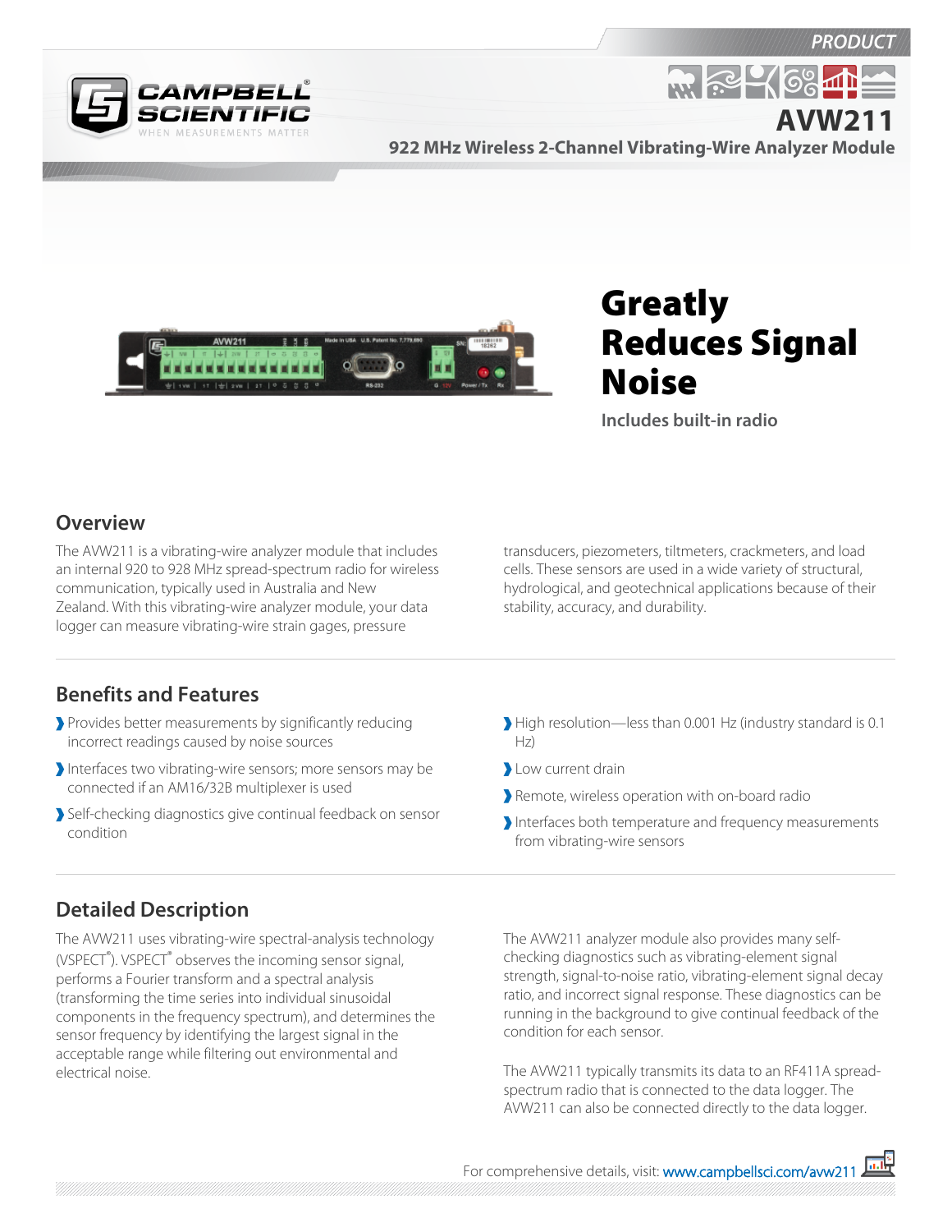PRODUCT

# AVW211

## 922 MHz Wireless 2-Channel Vibrating-Wire Analyzer Module

# Greatly Reduces Signal Noise

**Includes built-in radio**

## Overview

The AVW211 is a vibrating-wire analyzer module that includes an internal 920 to 928 MHz spread-spectrum radio for wireless communication, typically used in Australia and New Zealand. With this vibrating-wire analyzer module, your data logger can measure vibrating-wire strain gages, pressure transducers, piezometers, tiltmeters, crackmeters, and load cells. These sensors are used in a wide variety of structural, hydrological, and geotechnical applications because of their stability, accuracy, and durability.

## Benefits and Features

- Provides better measurements by significantly reducing incorrect readings caused by noise sources
- Interfaces two vibrating-wire sensors; more sensors may be connected if an AM16/32B multiplexer is used
- Self-checking diagnostics give continual feedback on sensor condition
- High resolution—less than 0.001 Hz (industry standard is 0.1 Hz)
- Low current drain
- Remote, wireless operation with on-board radio
- Interfaces both temperature and frequency measurements from vibrating-wire sensors

## Detailed Description

The AVW211 uses vibrating-wire spectral-analysis technology (VSPECT®). VSPECT® observes the incoming sensor signal, performs a Fourier transform and a spectral analysis (transforming the time series into individual sinusoidal components in the frequency spectrum), and determines the sensor frequency by identifying the largest signal in the acceptable range while filtering out environmental and electrical noise.

The AVW211 analyzer module also provides many self-checking diagnostics such as vibrating-element signal strength, signal-to-noise ratio, vibrating-element signal decay ratio, and incorrect signal response. These diagnostics can be running in the background to give continual feedback of the condition for each sensor.

The AVW211 typically transmits its data to an RF411A spread-spectrum radio that is connected to the data logger. The AVW211 can also be connected directly to the data logger.

For comprehensive details, visit: www.campbellsci.com/avw211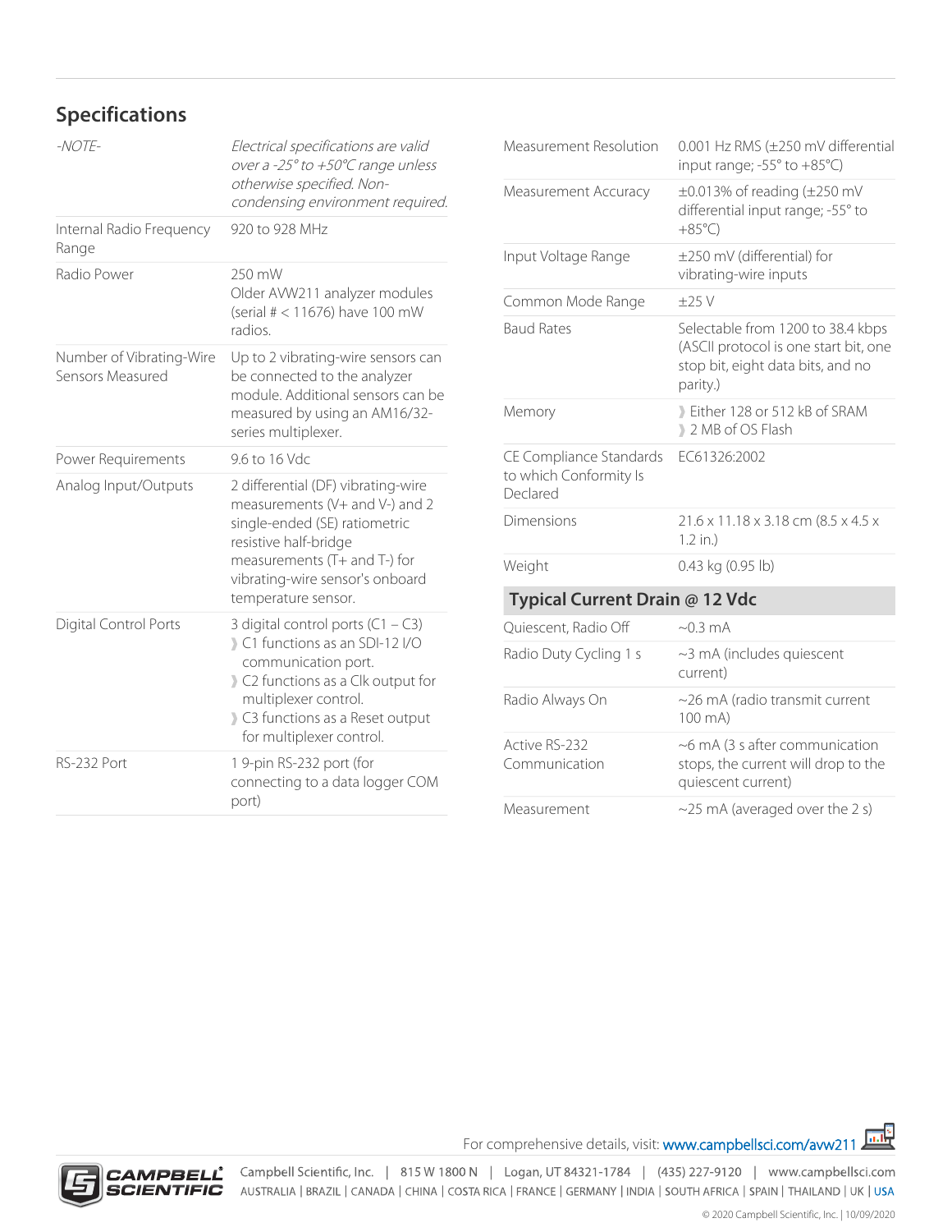## Specifications

| | |
|---|---|
| *-NOTE-* | *Electrical specifications are valid over a -25° to +50°C range unless otherwise specified. Non-condensing environment required.* |
| Internal Radio Frequency Range | 920 to 928 MHz |
| Radio Power | 250 mW<br>Older AVW211 analyzer modules (serial # < 11676) have 100 mW radios. |
| Number of Vibrating-Wire Sensors Measured | Up to 2 vibrating-wire sensors can be connected to the analyzer module. Additional sensors can be measured by using an AM16/32-series multiplexer. |
| Power Requirements | 9.6 to 16 Vdc |
| Analog Input/Outputs | 2 differential (DF) vibrating-wire measurements (V+ and V-) and 2 single-ended (SE) ratiometric resistive half-bridge measurements (T+ and T-) for vibrating-wire sensor's onboard temperature sensor. |
| Digital Control Ports | 3 digital control ports (C1 – C3)<br>› C1 functions as an SDI-12 I/O communication port.<br>› C2 functions as a Clk output for multiplexer control.<br>› C3 functions as a Reset output for multiplexer control. |
| RS-232 Port | 1 9-pin RS-232 port (for connecting to a data logger COM port) |
| Measurement Resolution | 0.001 Hz RMS (±250 mV differential input range; -55° to +85°C) |
| Measurement Accuracy | ±0.013% of reading (±250 mV differential input range; -55° to +85°C) |
| Input Voltage Range | ±250 mV (differential) for vibrating-wire inputs |
| Common Mode Range | ±25 V |
| Baud Rates | Selectable from 1200 to 38.4 kbps (ASCII protocol is one start bit, one stop bit, eight data bits, and no parity.) |
| Memory | › Either 128 or 512 kB of SRAM<br>› 2 MB of OS Flash |
| CE Compliance Standards to which Conformity Is Declared | EC61326:2002 |
| Dimensions | 21.6 x 11.18 x 3.18 cm (8.5 x 4.5 x 1.2 in.) |
| Weight | 0.43 kg (0.95 lb) |

### Typical Current Drain @ 12 Vdc

| | |
|---|---|
| Quiescent, Radio Off | ~0.3 mA |
| Radio Duty Cycling 1 s | ~3 mA (includes quiescent current) |
| Radio Always On | ~26 mA (radio transmit current 100 mA) |
| Active RS-232 Communication | ~6 mA (3 s after communication stops, the current will drop to the quiescent current) |
| Measurement | ~25 mA (averaged over the 2 s) |

For comprehensive details, visit: www.campbellsci.com/avw211

Campbell Scientific, Inc. | 815 W 1800 N | Logan, UT 84321-1784 | (435) 227-9120 | www.campbellsci.com

AUSTRALIA | BRAZIL | CANADA | CHINA | COSTA RICA | FRANCE | GERMANY | INDIA | SOUTH AFRICA | SPAIN | THAILAND | UK | USA

© 2020 Campbell Scientific, Inc. | 10/09/2020